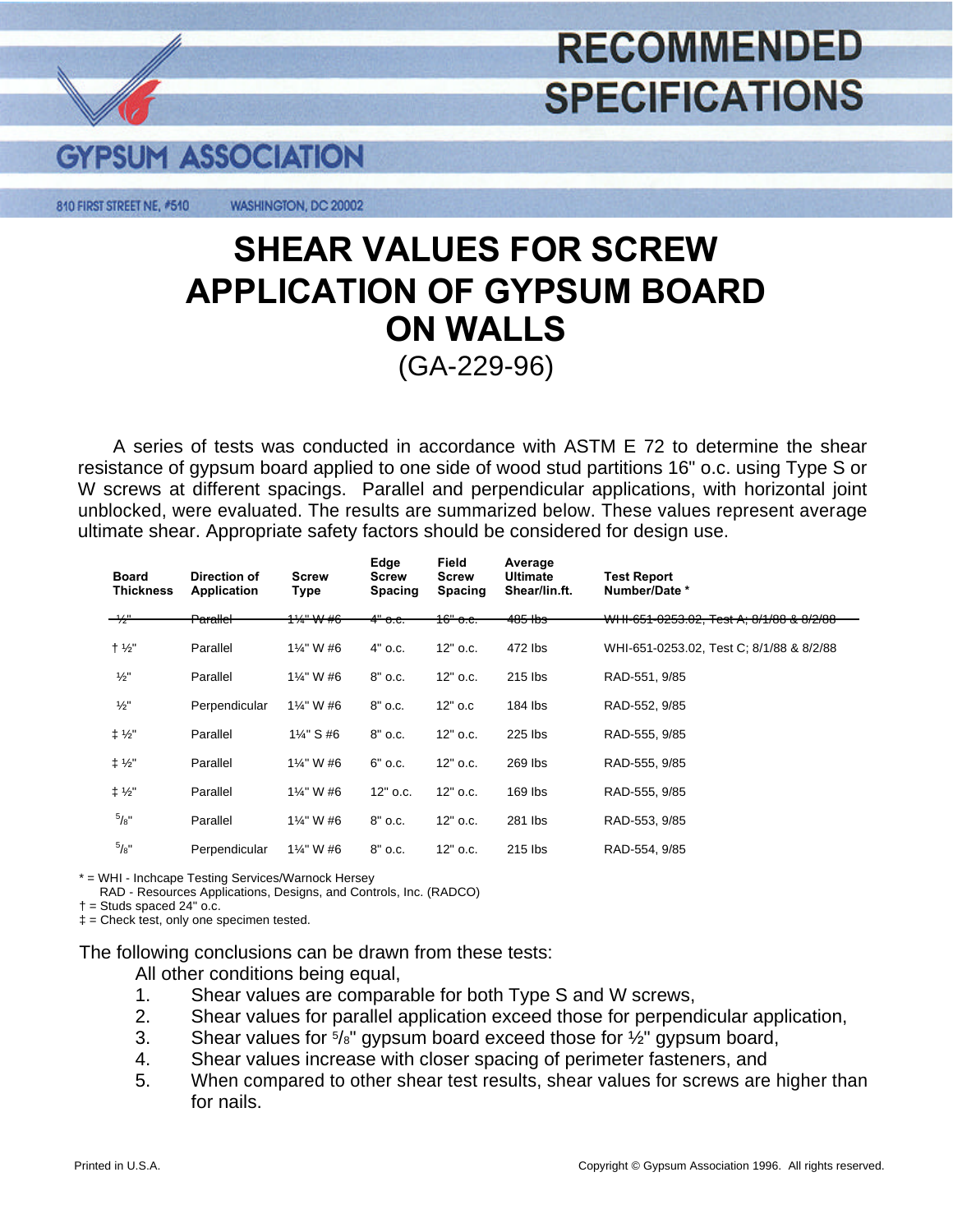# RECOMMENDED SPECIFICATIONS

## GYPSUM ASSOCIATION

810 FIRST STREET NE, #510 WASHINGTON, DC 20002

# SHEAR VALUES FOR SCREW APPLICATION OF GYPSUM BOARD ON WALLS

(GA-229-96)

A series of tests was conducted in accordance with ASTM E 72 to determine the shear resistance of gypsum board applied to one side of wood stud partitions 16" o.c. using Type S or W screws at different spacings. Parallel and perpendicular applications, with horizontal joint unblocked, were evaluated. The results are summarized below. These values represent average ultimate shear. Appropriate safety factors should be considered for design use.

| Board Thickness | Direction of Application | Screw Type | Edge Screw Spacing | Field Screw Spacing | Average Ultimate Shear/lin.ft. | Test Report Number/Date * |
|---|---|---|---|---|---|---|
| ~~½"~~ | ~~Parallel~~ | ~~1¼" W #6~~ | ~~4" o.c.~~ | ~~16" o.c.~~ | ~~485 lbs~~ | ~~WHI-651-0253.02, Test A; 8/1/88 & 8/2/88~~ |
| † ½" | Parallel | 1¼" W #6 | 4" o.c. | 12" o.c. | 472 lbs | WHI-651-0253.02, Test C; 8/1/88 & 8/2/88 |
| ½" | Parallel | 1¼" W #6 | 8" o.c. | 12" o.c. | 215 lbs | RAD-551, 9/85 |
| ½" | Perpendicular | 1¼" W #6 | 8" o.c. | 12" o.c | 184 lbs | RAD-552, 9/85 |
| ‡ ½" | Parallel | 1¼" S #6 | 8" o.c. | 12" o.c. | 225 lbs | RAD-555, 9/85 |
| ‡ ½" | Parallel | 1¼" W #6 | 6" o.c. | 12" o.c. | 269 lbs | RAD-555, 9/85 |
| ‡ ½" | Parallel | 1¼" W #6 | 12" o.c. | 12" o.c. | 169 lbs | RAD-555, 9/85 |
| ⅝" | Parallel | 1¼" W #6 | 8" o.c. | 12" o.c. | 281 lbs | RAD-553, 9/85 |
| ⅝" | Perpendicular | 1¼" W #6 | 8" o.c. | 12" o.c. | 215 lbs | RAD-554, 9/85 |

* = WHI - Inchcape Testing Services/Warnock Hersey
 RAD - Resources Applications, Designs, and Controls, Inc. (RADCO)
† = Studs spaced 24" o.c.
‡ = Check test, only one specimen tested.

The following conclusions can be drawn from these tests:

All other conditions being equal,

1. Shear values are comparable for both Type S and W screws,
2. Shear values for parallel application exceed those for perpendicular application,
3. Shear values for ⅝" gypsum board exceed those for ½" gypsum board,
4. Shear values increase with closer spacing of perimeter fasteners, and
5. When compared to other shear test results, shear values for screws are higher than for nails.

Printed in U.S.A. Copyright © Gypsum Association 1996. All rights reserved.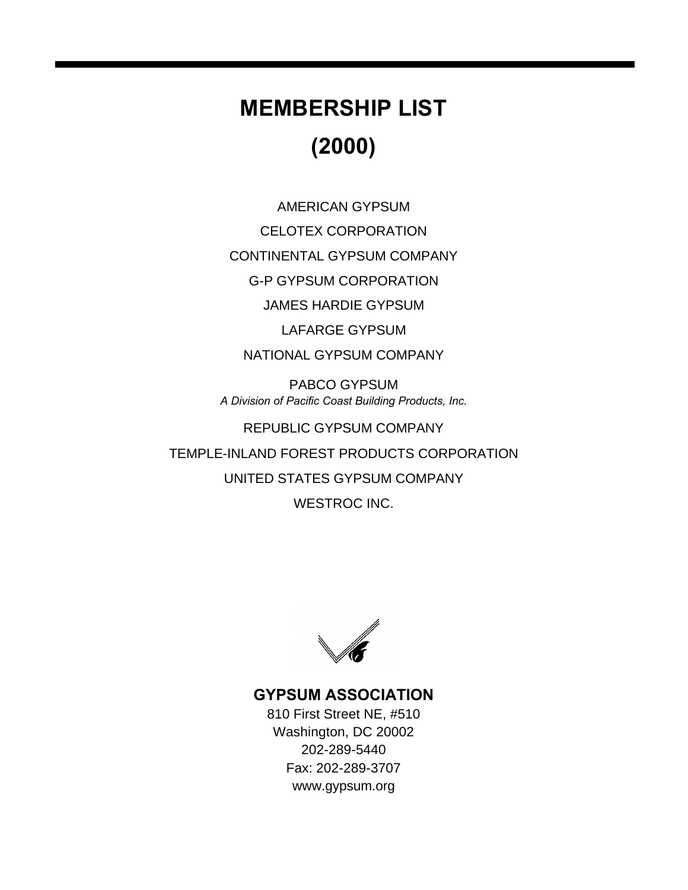# MEMBERSHIP LIST

# (2000)

AMERICAN GYPSUM

CELOTEX CORPORATION

CONTINENTAL GYPSUM COMPANY

G-P GYPSUM CORPORATION

JAMES HARDIE GYPSUM

LAFARGE GYPSUM

NATIONAL GYPSUM COMPANY

PABCO GYPSUM
*A Division of Pacific Coast Building Products, Inc.*

REPUBLIC GYPSUM COMPANY

TEMPLE-INLAND FOREST PRODUCTS CORPORATION

UNITED STATES GYPSUM COMPANY

WESTROC INC.

**GYPSUM ASSOCIATION**
810 First Street NE, #510
Washington, DC 20002
202-289-5440
Fax: 202-289-3707
www.gypsum.org